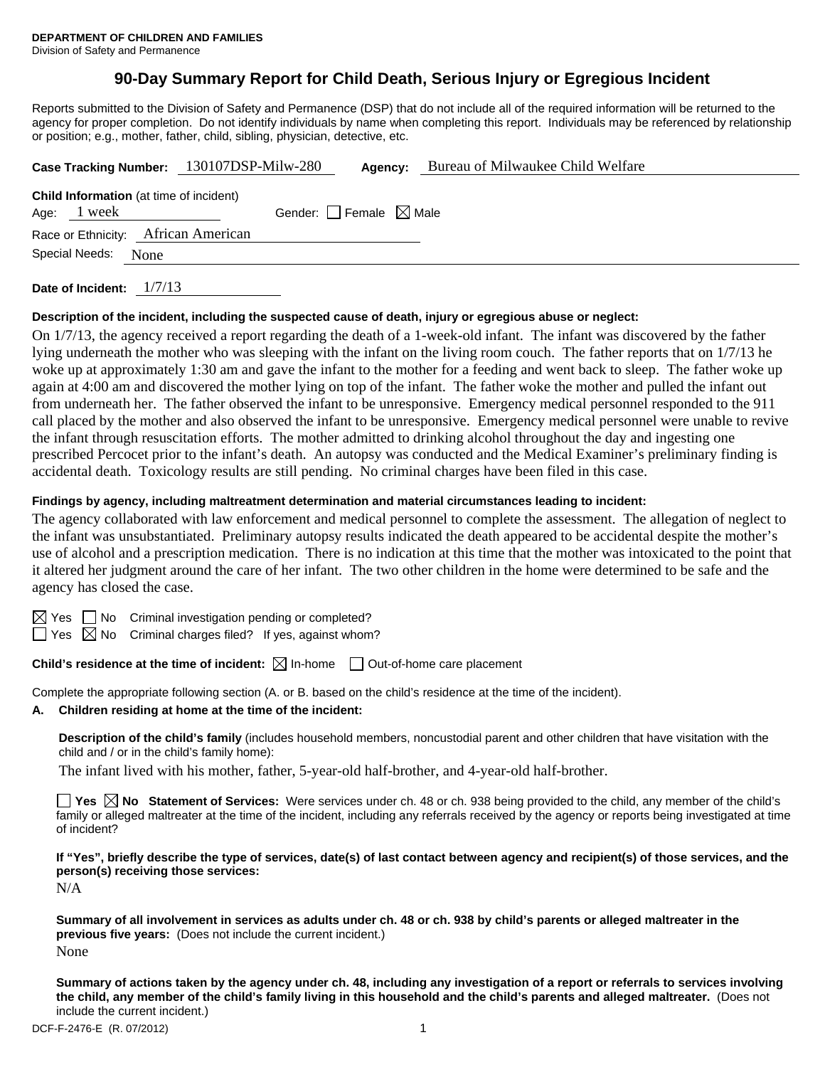**DEPARTMENT OF CHILDREN AND FAMILIES**
Division of Safety and Permanence

# 90-Day Summary Report for Child Death, Serious Injury or Egregious Incident

Reports submitted to the Division of Safety and Permanence (DSP) that do not include all of the required information will be returned to the agency for proper completion. Do not identify individuals by name when completing this report. Individuals may be referenced by relationship or position; e.g., mother, father, child, sibling, physician, detective, etc.

**Case Tracking Number:** 130107DSP-Milw-280 **Agency:** Bureau of Milwaukee Child Welfare

**Child Information** (at time of incident)
Age: 1 week Gender: ☐ Female ☒ Male
Race or Ethnicity: African American
Special Needs: None

**Date of Incident:** 1/7/13

**Description of the incident, including the suspected cause of death, injury or egregious abuse or neglect:**

On 1/7/13, the agency received a report regarding the death of a 1-week-old infant. The infant was discovered by the father lying underneath the mother who was sleeping with the infant on the living room couch. The father reports that on 1/7/13 he woke up at approximately 1:30 am and gave the infant to the mother for a feeding and went back to sleep. The father woke up again at 4:00 am and discovered the mother lying on top of the infant. The father woke the mother and pulled the infant out from underneath her. The father observed the infant to be unresponsive. Emergency medical personnel responded to the 911 call placed by the mother and also observed the infant to be unresponsive. Emergency medical personnel were unable to revive the infant through resuscitation efforts. The mother admitted to drinking alcohol throughout the day and ingesting one prescribed Percocet prior to the infant's death. An autopsy was conducted and the Medical Examiner's preliminary finding is accidental death. Toxicology results are still pending. No criminal charges have been filed in this case.

**Findings by agency, including maltreatment determination and material circumstances leading to incident:**

The agency collaborated with law enforcement and medical personnel to complete the assessment. The allegation of neglect to the infant was unsubstantiated. Preliminary autopsy results indicated the death appeared to be accidental despite the mother's use of alcohol and a prescription medication. There is no indication at this time that the mother was intoxicated to the point that it altered her judgment around the care of her infant. The two other children in the home were determined to be safe and the agency has closed the case.

☒ Yes ☐ No Criminal investigation pending or completed?
☐ Yes ☒ No Criminal charges filed? If yes, against whom?

**Child's residence at the time of incident:** ☒ In-home ☐ Out-of-home care placement

Complete the appropriate following section (A. or B. based on the child's residence at the time of the incident).

**A. Children residing at home at the time of the incident:**

**Description of the child's family** (includes household members, noncustodial parent and other children that have visitation with the child and / or in the child's family home):

The infant lived with his mother, father, 5-year-old half-brother, and 4-year-old half-brother.

☐ **Yes** ☒ **No Statement of Services:** Were services under ch. 48 or ch. 938 being provided to the child, any member of the child's family or alleged maltreater at the time of the incident, including any referrals received by the agency or reports being investigated at time of incident?

**If "Yes", briefly describe the type of services, date(s) of last contact between agency and recipient(s) of those services, and the person(s) receiving those services:**

N/A

**Summary of all involvement in services as adults under ch. 48 or ch. 938 by child's parents or alleged maltreater in the previous five years:** (Does not include the current incident.)

None

**Summary of actions taken by the agency under ch. 48, including any investigation of a report or referrals to services involving the child, any member of the child's family living in this household and the child's parents and alleged maltreater.** (Does not include the current incident.)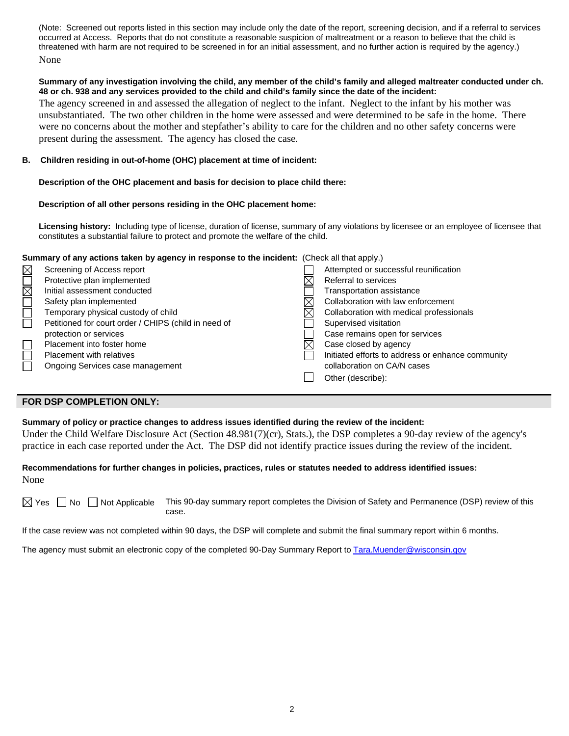(Note: Screened out reports listed in this section may include only the date of the report, screening decision, and if a referral to services occurred at Access. Reports that do not constitute a reasonable suspicion of maltreatment or a reason to believe that the child is threatened with harm are not required to be screened in for an initial assessment, and no further action is required by the agency.)

None

**Summary of any investigation involving the child, any member of the child's family and alleged maltreater conducted under ch. 48 or ch. 938 and any services provided to the child and child's family since the date of the incident:**

The agency screened in and assessed the allegation of neglect to the infant. Neglect to the infant by his mother was unsubstantiated. The two other children in the home were assessed and were determined to be safe in the home. There were no concerns about the mother and stepfather's ability to care for the children and no other safety concerns were present during the assessment. The agency has closed the case.

**B. Children residing in out-of-home (OHC) placement at time of incident:**

**Description of the OHC placement and basis for decision to place child there:**

**Description of all other persons residing in the OHC placement home:**

**Licensing history:** Including type of license, duration of license, summary of any violations by licensee or an employee of licensee that constitutes a substantial failure to protect and promote the welfare of the child.

**Summary of any actions taken by agency in response to the incident:** (Check all that apply.)

- ☒ Screening of Access report
- ☐ Protective plan implemented
- ☒ Initial assessment conducted
- ☐ Safety plan implemented
- ☐ Temporary physical custody of child
- ☐ Petitioned for court order / CHIPS (child in need of protection or services
- ☐ Placement into foster home
- ☐ Placement with relatives
- ☐ Ongoing Services case management
- ☐ Attempted or successful reunification
- ☒ Referral to services
- ☐ Transportation assistance
- ☒ Collaboration with law enforcement
- ☒ Collaboration with medical professionals
- ☐ Supervised visitation
- ☐ Case remains open for services
- ☒ Case closed by agency
- ☐ Initiated efforts to address or enhance community collaboration on CA/N cases
- ☐ Other (describe):

## FOR DSP COMPLETION ONLY:

**Summary of policy or practice changes to address issues identified during the review of the incident:**

Under the Child Welfare Disclosure Act (Section 48.981(7)(cr), Stats.), the DSP completes a 90-day review of the agency's practice in each case reported under the Act. The DSP did not identify practice issues during the review of the incident.

**Recommendations for further changes in policies, practices, rules or statutes needed to address identified issues:**

None

☒ Yes ☐ No ☐ Not Applicable This 90-day summary report completes the Division of Safety and Permanence (DSP) review of this case.

If the case review was not completed within 90 days, the DSP will complete and submit the final summary report within 6 months.

The agency must submit an electronic copy of the completed 90-Day Summary Report to Tara.Muender@wisconsin.gov